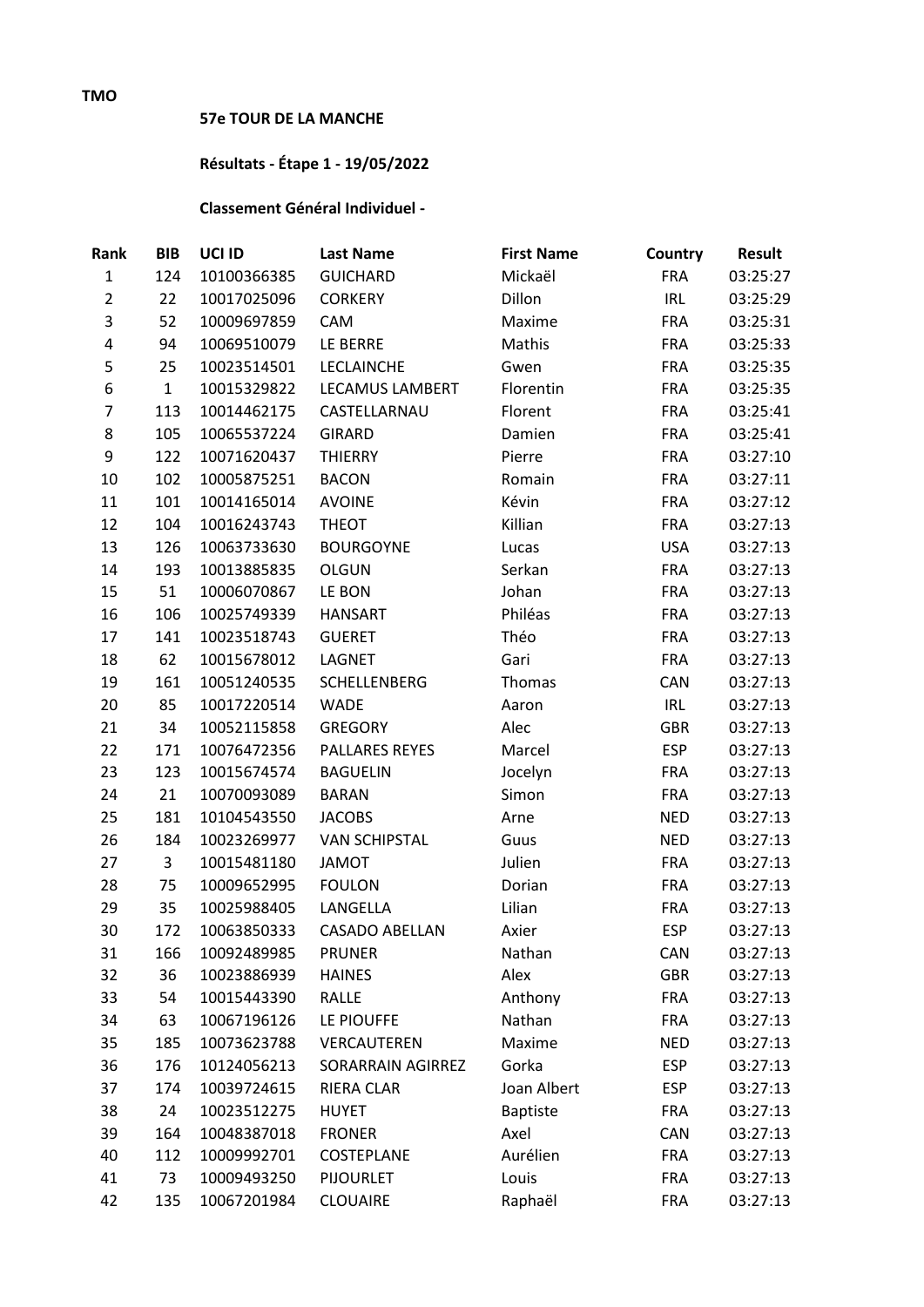**TMO**

## 57e TOUR DE LA MANCHE

### Résultats - Étape 1 - 19/05/2022

### Classement Général Individuel -

| Rank | BIB | UCI ID | Last Name | First Name | Country | Result |
|---|---|---|---|---|---|---|
| 1 | 124 | 10100366385 | GUICHARD | Mickaël | FRA | 03:25:27 |
| 2 | 22 | 10017025096 | CORKERY | Dillon | IRL | 03:25:29 |
| 3 | 52 | 10009697859 | CAM | Maxime | FRA | 03:25:31 |
| 4 | 94 | 10069510079 | LE BERRE | Mathis | FRA | 03:25:33 |
| 5 | 25 | 10023514501 | LECLAINCHE | Gwen | FRA | 03:25:35 |
| 6 | 1 | 10015329822 | LECAMUS LAMBERT | Florentin | FRA | 03:25:35 |
| 7 | 113 | 10014462175 | CASTELLARNAU | Florent | FRA | 03:25:41 |
| 8 | 105 | 10065537224 | GIRARD | Damien | FRA | 03:25:41 |
| 9 | 122 | 10071620437 | THIERRY | Pierre | FRA | 03:27:10 |
| 10 | 102 | 10005875251 | BACON | Romain | FRA | 03:27:11 |
| 11 | 101 | 10014165014 | AVOINE | Kévin | FRA | 03:27:12 |
| 12 | 104 | 10016243743 | THEOT | Killian | FRA | 03:27:13 |
| 13 | 126 | 10063733630 | BOURGOYNE | Lucas | USA | 03:27:13 |
| 14 | 193 | 10013885835 | OLGUN | Serkan | FRA | 03:27:13 |
| 15 | 51 | 10006070867 | LE BON | Johan | FRA | 03:27:13 |
| 16 | 106 | 10025749339 | HANSART | Philéas | FRA | 03:27:13 |
| 17 | 141 | 10023518743 | GUERET | Théo | FRA | 03:27:13 |
| 18 | 62 | 10015678012 | LAGNET | Gari | FRA | 03:27:13 |
| 19 | 161 | 10051240535 | SCHELLENBERG | Thomas | CAN | 03:27:13 |
| 20 | 85 | 10017220514 | WADE | Aaron | IRL | 03:27:13 |
| 21 | 34 | 10052115858 | GREGORY | Alec | GBR | 03:27:13 |
| 22 | 171 | 10076472356 | PALLARES REYES | Marcel | ESP | 03:27:13 |
| 23 | 123 | 10015674574 | BAGUELIN | Jocelyn | FRA | 03:27:13 |
| 24 | 21 | 10070093089 | BARAN | Simon | FRA | 03:27:13 |
| 25 | 181 | 10104543550 | JACOBS | Arne | NED | 03:27:13 |
| 26 | 184 | 10023269977 | VAN SCHIPSTAL | Guus | NED | 03:27:13 |
| 27 | 3 | 10015481180 | JAMOT | Julien | FRA | 03:27:13 |
| 28 | 75 | 10009652995 | FOULON | Dorian | FRA | 03:27:13 |
| 29 | 35 | 10025988405 | LANGELLA | Lilian | FRA | 03:27:13 |
| 30 | 172 | 10063850333 | CASADO ABELLAN | Axier | ESP | 03:27:13 |
| 31 | 166 | 10092489985 | PRUNER | Nathan | CAN | 03:27:13 |
| 32 | 36 | 10023886939 | HAINES | Alex | GBR | 03:27:13 |
| 33 | 54 | 10015443390 | RALLE | Anthony | FRA | 03:27:13 |
| 34 | 63 | 10067196126 | LE PIOUFFE | Nathan | FRA | 03:27:13 |
| 35 | 185 | 10073623788 | VERCAUTEREN | Maxime | NED | 03:27:13 |
| 36 | 176 | 10124056213 | SORARRAIN AGIRREZ | Gorka | ESP | 03:27:13 |
| 37 | 174 | 10039724615 | RIERA CLAR | Joan Albert | ESP | 03:27:13 |
| 38 | 24 | 10023512275 | HUYET | Baptiste | FRA | 03:27:13 |
| 39 | 164 | 10048387018 | FRONER | Axel | CAN | 03:27:13 |
| 40 | 112 | 10009992701 | COSTEPLANE | Aurélien | FRA | 03:27:13 |
| 41 | 73 | 10009493250 | PIJOURLET | Louis | FRA | 03:27:13 |
| 42 | 135 | 10067201984 | CLOUAIRE | Raphaël | FRA | 03:27:13 |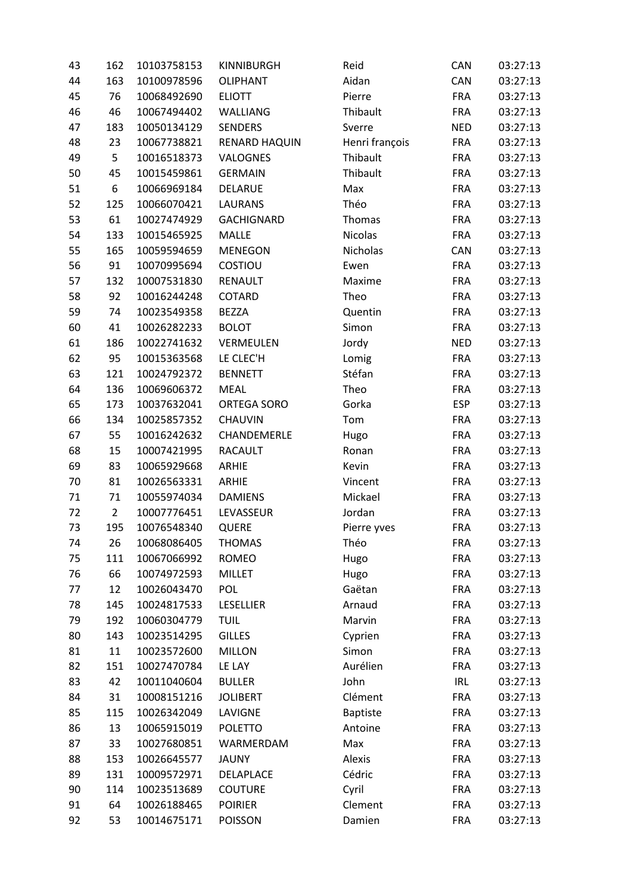| | | | | | | |
|---|---|---|---|---|---|---|
| 43 | 162 | 10103758153 | KINNIBURGH | Reid | CAN | 03:27:13 |
| 44 | 163 | 10100978596 | OLIPHANT | Aidan | CAN | 03:27:13 |
| 45 | 76 | 10068492690 | ELIOTT | Pierre | FRA | 03:27:13 |
| 46 | 46 | 10067494402 | WALLIANG | Thibault | FRA | 03:27:13 |
| 47 | 183 | 10050134129 | SENDERS | Sverre | NED | 03:27:13 |
| 48 | 23 | 10067738821 | RENARD HAQUIN | Henri françois | FRA | 03:27:13 |
| 49 | 5 | 10016518373 | VALOGNES | Thibault | FRA | 03:27:13 |
| 50 | 45 | 10015459861 | GERMAIN | Thibault | FRA | 03:27:13 |
| 51 | 6 | 10066969184 | DELARUE | Max | FRA | 03:27:13 |
| 52 | 125 | 10066070421 | LAURANS | Théo | FRA | 03:27:13 |
| 53 | 61 | 10027474929 | GACHIGNARD | Thomas | FRA | 03:27:13 |
| 54 | 133 | 10015465925 | MALLE | Nicolas | FRA | 03:27:13 |
| 55 | 165 | 10059594659 | MENEGON | Nicholas | CAN | 03:27:13 |
| 56 | 91 | 10070995694 | COSTIOU | Ewen | FRA | 03:27:13 |
| 57 | 132 | 10007531830 | RENAULT | Maxime | FRA | 03:27:13 |
| 58 | 92 | 10016244248 | COTARD | Theo | FRA | 03:27:13 |
| 59 | 74 | 10023549358 | BEZZA | Quentin | FRA | 03:27:13 |
| 60 | 41 | 10026282233 | BOLOT | Simon | FRA | 03:27:13 |
| 61 | 186 | 10022741632 | VERMEULEN | Jordy | NED | 03:27:13 |
| 62 | 95 | 10015363568 | LE CLEC'H | Lomig | FRA | 03:27:13 |
| 63 | 121 | 10024792372 | BENNETT | Stéfan | FRA | 03:27:13 |
| 64 | 136 | 10069606372 | MEAL | Theo | FRA | 03:27:13 |
| 65 | 173 | 10037632041 | ORTEGA SORO | Gorka | ESP | 03:27:13 |
| 66 | 134 | 10025857352 | CHAUVIN | Tom | FRA | 03:27:13 |
| 67 | 55 | 10016242632 | CHANDEMERLE | Hugo | FRA | 03:27:13 |
| 68 | 15 | 10007421995 | RACAULT | Ronan | FRA | 03:27:13 |
| 69 | 83 | 10065929668 | ARHIE | Kevin | FRA | 03:27:13 |
| 70 | 81 | 10026563331 | ARHIE | Vincent | FRA | 03:27:13 |
| 71 | 71 | 10055974034 | DAMIENS | Mickael | FRA | 03:27:13 |
| 72 | 2 | 10007776451 | LEVASSEUR | Jordan | FRA | 03:27:13 |
| 73 | 195 | 10076548340 | QUERE | Pierre yves | FRA | 03:27:13 |
| 74 | 26 | 10068086405 | THOMAS | Théo | FRA | 03:27:13 |
| 75 | 111 | 10067066992 | ROMEO | Hugo | FRA | 03:27:13 |
| 76 | 66 | 10074972593 | MILLET | Hugo | FRA | 03:27:13 |
| 77 | 12 | 10026043470 | POL | Gaëtan | FRA | 03:27:13 |
| 78 | 145 | 10024817533 | LESELLIER | Arnaud | FRA | 03:27:13 |
| 79 | 192 | 10060304779 | TUIL | Marvin | FRA | 03:27:13 |
| 80 | 143 | 10023514295 | GILLES | Cyprien | FRA | 03:27:13 |
| 81 | 11 | 10023572600 | MILLON | Simon | FRA | 03:27:13 |
| 82 | 151 | 10027470784 | LE LAY | Aurélien | FRA | 03:27:13 |
| 83 | 42 | 10011040604 | BULLER | John | IRL | 03:27:13 |
| 84 | 31 | 10008151216 | JOLIBERT | Clément | FRA | 03:27:13 |
| 85 | 115 | 10026342049 | LAVIGNE | Baptiste | FRA | 03:27:13 |
| 86 | 13 | 10065915019 | POLETTO | Antoine | FRA | 03:27:13 |
| 87 | 33 | 10027680851 | WARMERDAM | Max | FRA | 03:27:13 |
| 88 | 153 | 10026645577 | JAUNY | Alexis | FRA | 03:27:13 |
| 89 | 131 | 10009572971 | DELAPLACE | Cédric | FRA | 03:27:13 |
| 90 | 114 | 10023513689 | COUTURE | Cyril | FRA | 03:27:13 |
| 91 | 64 | 10026188465 | POIRIER | Clement | FRA | 03:27:13 |
| 92 | 53 | 10014675171 | POISSON | Damien | FRA | 03:27:13 |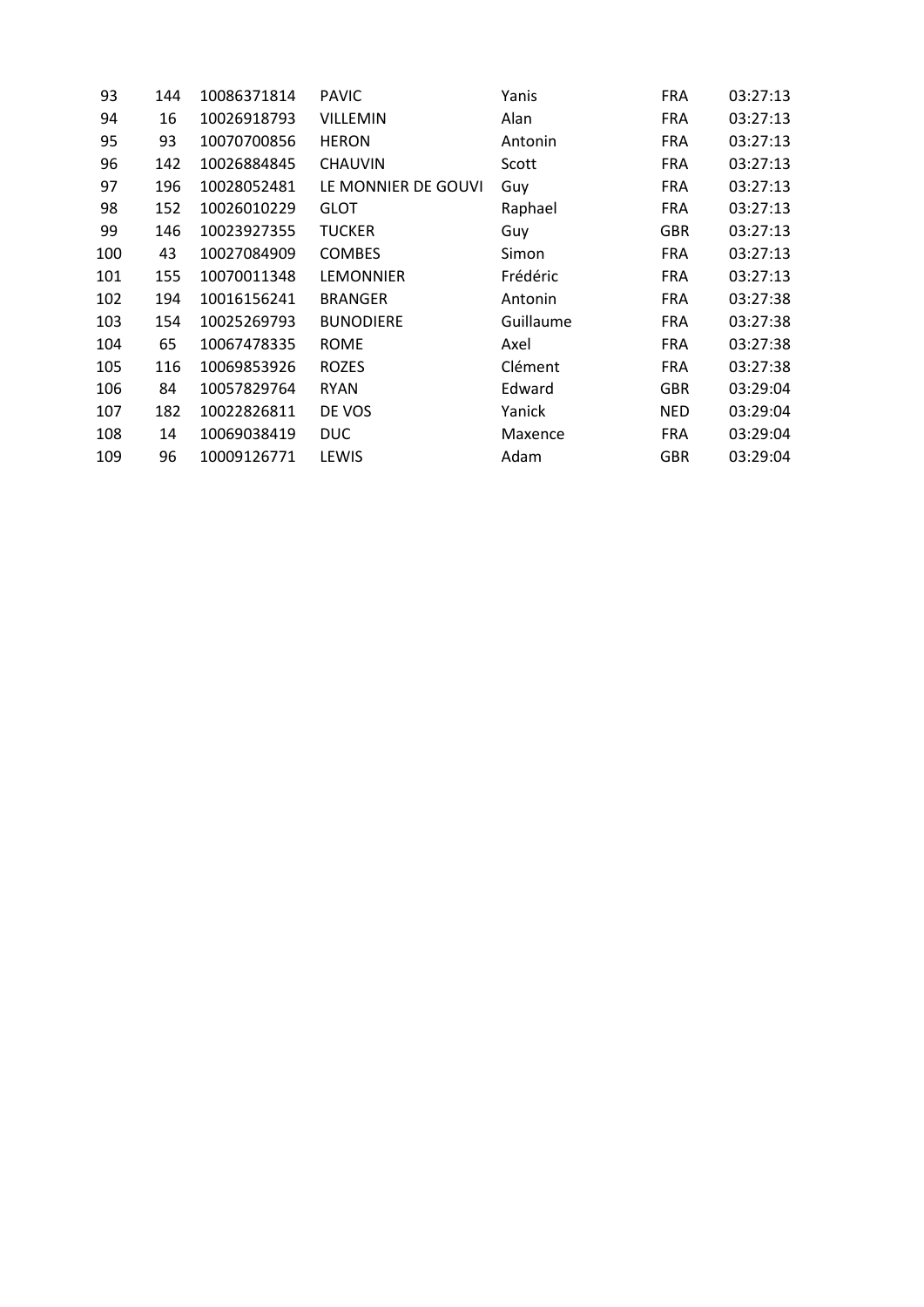| | | | | | | |
|---|---|---|---|---|---|---|
| 93 | 144 | 10086371814 | PAVIC | Yanis | FRA | 03:27:13 |
| 94 | 16 | 10026918793 | VILLEMIN | Alan | FRA | 03:27:13 |
| 95 | 93 | 10070700856 | HERON | Antonin | FRA | 03:27:13 |
| 96 | 142 | 10026884845 | CHAUVIN | Scott | FRA | 03:27:13 |
| 97 | 196 | 10028052481 | LE MONNIER DE GOUVI | Guy | FRA | 03:27:13 |
| 98 | 152 | 10026010229 | GLOT | Raphael | FRA | 03:27:13 |
| 99 | 146 | 10023927355 | TUCKER | Guy | GBR | 03:27:13 |
| 100 | 43 | 10027084909 | COMBES | Simon | FRA | 03:27:13 |
| 101 | 155 | 10070011348 | LEMONNIER | Frédéric | FRA | 03:27:13 |
| 102 | 194 | 10016156241 | BRANGER | Antonin | FRA | 03:27:38 |
| 103 | 154 | 10025269793 | BUNODIERE | Guillaume | FRA | 03:27:38 |
| 104 | 65 | 10067478335 | ROME | Axel | FRA | 03:27:38 |
| 105 | 116 | 10069853926 | ROZES | Clément | FRA | 03:27:38 |
| 106 | 84 | 10057829764 | RYAN | Edward | GBR | 03:29:04 |
| 107 | 182 | 10022826811 | DE VOS | Yanick | NED | 03:29:04 |
| 108 | 14 | 10069038419 | DUC | Maxence | FRA | 03:29:04 |
| 109 | 96 | 10009126771 | LEWIS | Adam | GBR | 03:29:04 |